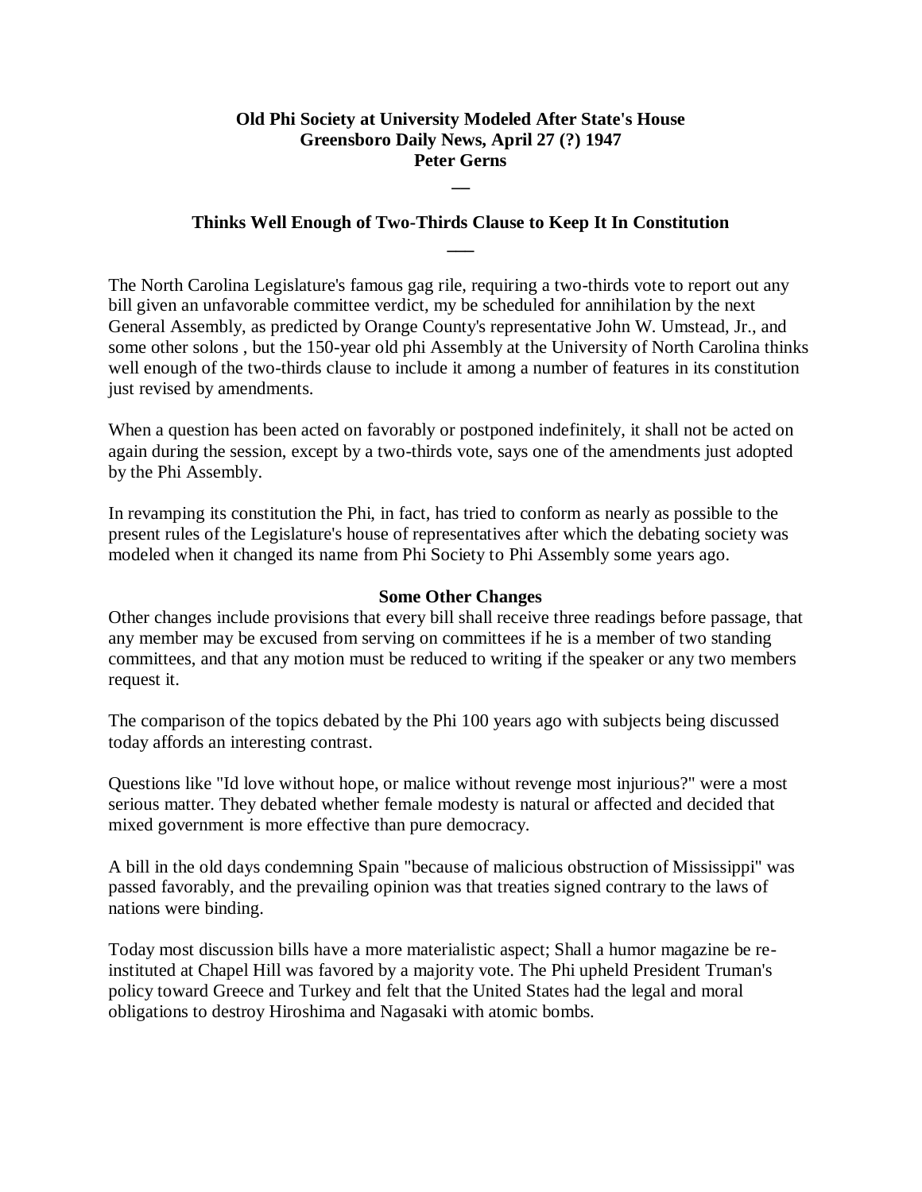**Old Phi Society at University Modeled After State's House**
**Greensboro Daily News, April 27 (?) 1947**
**Peter Gerns**

**—**

**Thinks Well Enough of Two-Thirds Clause to Keep It In Constitution**

**—**

The North Carolina Legislature's famous gag rile, requiring a two-thirds vote to report out any bill given an unfavorable committee verdict, my be scheduled for annihilation by the next General Assembly, as predicted by Orange County's representative John W. Umstead, Jr., and some other solons , but the 150-year old phi Assembly at the University of North Carolina thinks well enough of the two-thirds clause to include it among a number of features in its constitution just revised by amendments.

When a question has been acted on favorably or postponed indefinitely, it shall not be acted on again during the session, except by a two-thirds vote, says one of the amendments just adopted by the Phi Assembly.

In revamping its constitution the Phi, in fact, has tried to conform as nearly as possible to the present rules of the Legislature's house of representatives after which the debating society was modeled when it changed its name from Phi Society to Phi Assembly some years ago.

**Some Other Changes**

Other changes include provisions that every bill shall receive three readings before passage, that any member may be excused from serving on committees if he is a member of two standing committees, and that any motion must be reduced to writing if the speaker or any two members request it.

The comparison of the topics debated by the Phi 100 years ago with subjects being discussed today affords an interesting contrast.

Questions like "Id love without hope, or malice without revenge most injurious?" were a most serious matter. They debated whether female modesty is natural or affected and decided that mixed government is more effective than pure democracy.

A bill in the old days condemning Spain "because of malicious obstruction of Mississippi" was passed favorably, and the prevailing opinion was that treaties signed contrary to the laws of nations were binding.

Today most discussion bills have a more materialistic aspect; Shall a humor magazine be re-instituted at Chapel Hill was favored by a majority vote. The Phi upheld President Truman's policy toward Greece and Turkey and felt that the United States had the legal and moral obligations to destroy Hiroshima and Nagasaki with atomic bombs.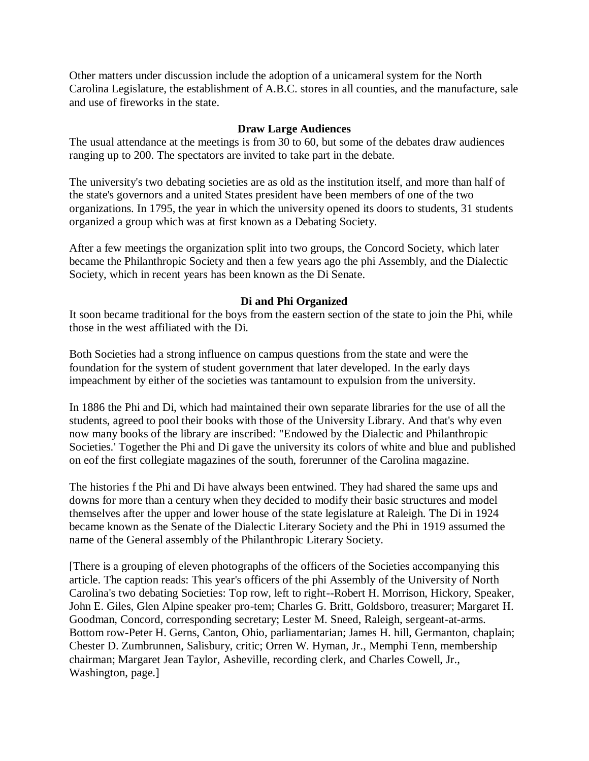Other matters under discussion include the adoption of a unicameral system for the North Carolina Legislature, the establishment of A.B.C. stores in all counties, and the manufacture, sale and use of fireworks in the state.

**Draw Large Audiences**

The usual attendance at the meetings is from 30 to 60, but some of the debates draw audiences ranging up to 200. The spectators are invited to take part in the debate.

The university's two debating societies are as old as the institution itself, and more than half of the state's governors and a united States president have been members of one of the two organizations. In 1795, the year in which the university opened its doors to students, 31 students organized a group which was at first known as a Debating Society.

After a few meetings the organization split into two groups, the Concord Society, which later became the Philanthropic Society and then a few years ago the phi Assembly, and the Dialectic Society, which in recent years has been known as the Di Senate.

**Di and Phi Organized**

It soon became traditional for the boys from the eastern section of the state to join the Phi, while those in the west affiliated with the Di.

Both Societies had a strong influence on campus questions from the state and were the foundation for the system of student government that later developed. In the early days impeachment by either of the societies was tantamount to expulsion from the university.

In 1886 the Phi and Di, which had maintained their own separate libraries for the use of all the students, agreed to pool their books with those of the University Library. And that's why even now many books of the library are inscribed: "Endowed by the Dialectic and Philanthropic Societies.' Together the Phi and Di gave the university its colors of white and blue and published on eof the first collegiate magazines of the south, forerunner of the Carolina magazine.

The histories f the Phi and Di have always been entwined. They had shared the same ups and downs for more than a century when they decided to modify their basic structures and model themselves after the upper and lower house of the state legislature at Raleigh. The Di in 1924 became known as the Senate of the Dialectic Literary Society and the Phi in 1919 assumed the name of the General assembly of the Philanthropic Literary Society.

[There is a grouping of eleven photographs of the officers of the Societies accompanying this article. The caption reads: This year's officers of the phi Assembly of the University of North Carolina's two debating Societies: Top row, left to right--Robert H. Morrison, Hickory, Speaker, John E. Giles, Glen Alpine speaker pro-tem; Charles G. Britt, Goldsboro, treasurer; Margaret H. Goodman, Concord, corresponding secretary; Lester M. Sneed, Raleigh, sergeant-at-arms. Bottom row-Peter H. Gerns, Canton, Ohio, parliamentarian; James H. hill, Germanton, chaplain; Chester D. Zumbrunnen, Salisbury, critic; Orren W. Hyman, Jr., Memphi Tenn, membership chairman; Margaret Jean Taylor, Asheville, recording clerk, and Charles Cowell, Jr., Washington, page.]